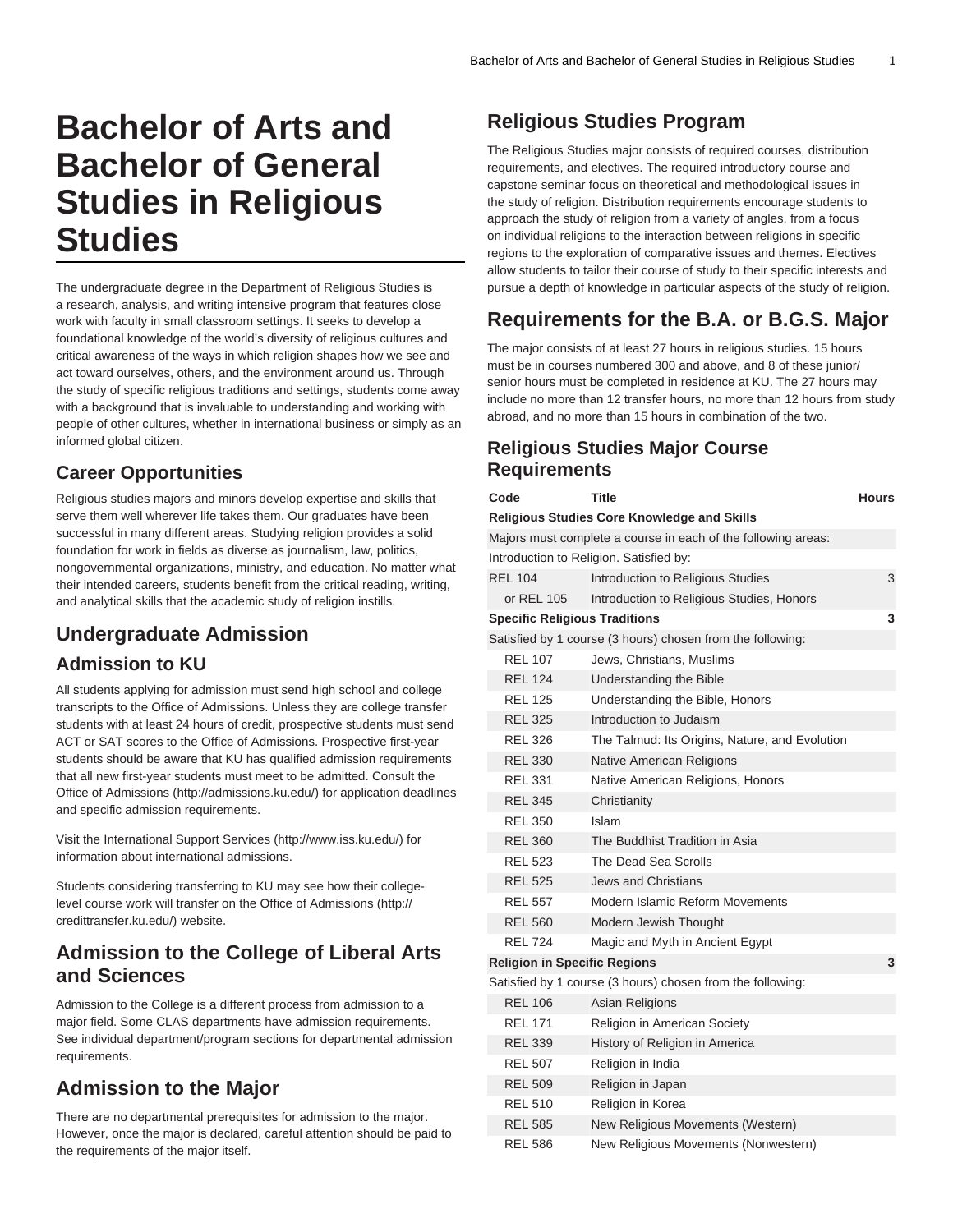# Bachelor of Arts and Bachelor of General Studies in Religious Studies

The undergraduate degree in the Department of Religious Studies is a research, analysis, and writing intensive program that features close work with faculty in small classroom settings. It seeks to develop a foundational knowledge of the world's diversity of religious cultures and critical awareness of the ways in which religion shapes how we see and act toward ourselves, others, and the environment around us. Through the study of specific religious traditions and settings, students come away with a background that is invaluable to understanding and working with people of other cultures, whether in international business or simply as an informed global citizen.

## Career Opportunities

Religious studies majors and minors develop expertise and skills that serve them well wherever life takes them. Our graduates have been successful in many different areas. Studying religion provides a solid foundation for work in fields as diverse as journalism, law, politics, nongovernmental organizations, ministry, and education. No matter what their intended careers, students benefit from the critical reading, writing, and analytical skills that the academic study of religion instills.

## Undergraduate Admission

## Admission to KU

All students applying for admission must send high school and college transcripts to the Office of Admissions. Unless they are college transfer students with at least 24 hours of credit, prospective students must send ACT or SAT scores to the Office of Admissions. Prospective first-year students should be aware that KU has qualified admission requirements that all new first-year students must meet to be admitted. Consult the Office of Admissions (http://admissions.ku.edu/) for application deadlines and specific admission requirements.

Visit the International Support Services (http://www.iss.ku.edu/) for information about international admissions.

Students considering transferring to KU may see how their college-level course work will transfer on the Office of Admissions (http://credittransfer.ku.edu/) website.

## Admission to the College of Liberal Arts and Sciences

Admission to the College is a different process from admission to a major field. Some CLAS departments have admission requirements. See individual department/program sections for departmental admission requirements.

## Admission to the Major

There are no departmental prerequisites for admission to the major. However, once the major is declared, careful attention should be paid to the requirements of the major itself.

## Religious Studies Program

The Religious Studies major consists of required courses, distribution requirements, and electives. The required introductory course and capstone seminar focus on theoretical and methodological issues in the study of religion. Distribution requirements encourage students to approach the study of religion from a variety of angles, from a focus on individual religions to the interaction between religions in specific regions to the exploration of comparative issues and themes. Electives allow students to tailor their course of study to their specific interests and pursue a depth of knowledge in particular aspects of the study of religion.

## Requirements for the B.A. or B.G.S. Major

The major consists of at least 27 hours in religious studies. 15 hours must be in courses numbered 300 and above, and 8 of these junior/senior hours must be completed in residence at KU. The 27 hours may include no more than 12 transfer hours, no more than 12 hours from study abroad, and no more than 15 hours in combination of the two.

### Religious Studies Major Course Requirements

| Code | Title | Hours |
| --- | --- | --- |
| **Religious Studies Core Knowledge and Skills** | | |
| Majors must complete a course in each of the following areas: | | |
| Introduction to Religion. Satisfied by: | | |
| REL 104 | Introduction to Religious Studies | 3 |
| or REL 105 | Introduction to Religious Studies, Honors | |
| **Specific Religious Traditions** | | **3** |
| Satisfied by 1 course (3 hours) chosen from the following: | | |
| REL 107 | Jews, Christians, Muslims | |
| REL 124 | Understanding the Bible | |
| REL 125 | Understanding the Bible, Honors | |
| REL 325 | Introduction to Judaism | |
| REL 326 | The Talmud: Its Origins, Nature, and Evolution | |
| REL 330 | Native American Religions | |
| REL 331 | Native American Religions, Honors | |
| REL 345 | Christianity | |
| REL 350 | Islam | |
| REL 360 | The Buddhist Tradition in Asia | |
| REL 523 | The Dead Sea Scrolls | |
| REL 525 | Jews and Christians | |
| REL 557 | Modern Islamic Reform Movements | |
| REL 560 | Modern Jewish Thought | |
| REL 724 | Magic and Myth in Ancient Egypt | |
| **Religion in Specific Regions** | | **3** |
| Satisfied by 1 course (3 hours) chosen from the following: | | |
| REL 106 | Asian Religions | |
| REL 171 | Religion in American Society | |
| REL 339 | History of Religion in America | |
| REL 507 | Religion in India | |
| REL 509 | Religion in Japan | |
| REL 510 | Religion in Korea | |
| REL 585 | New Religious Movements (Western) | |
| REL 586 | New Religious Movements (Nonwestern) | |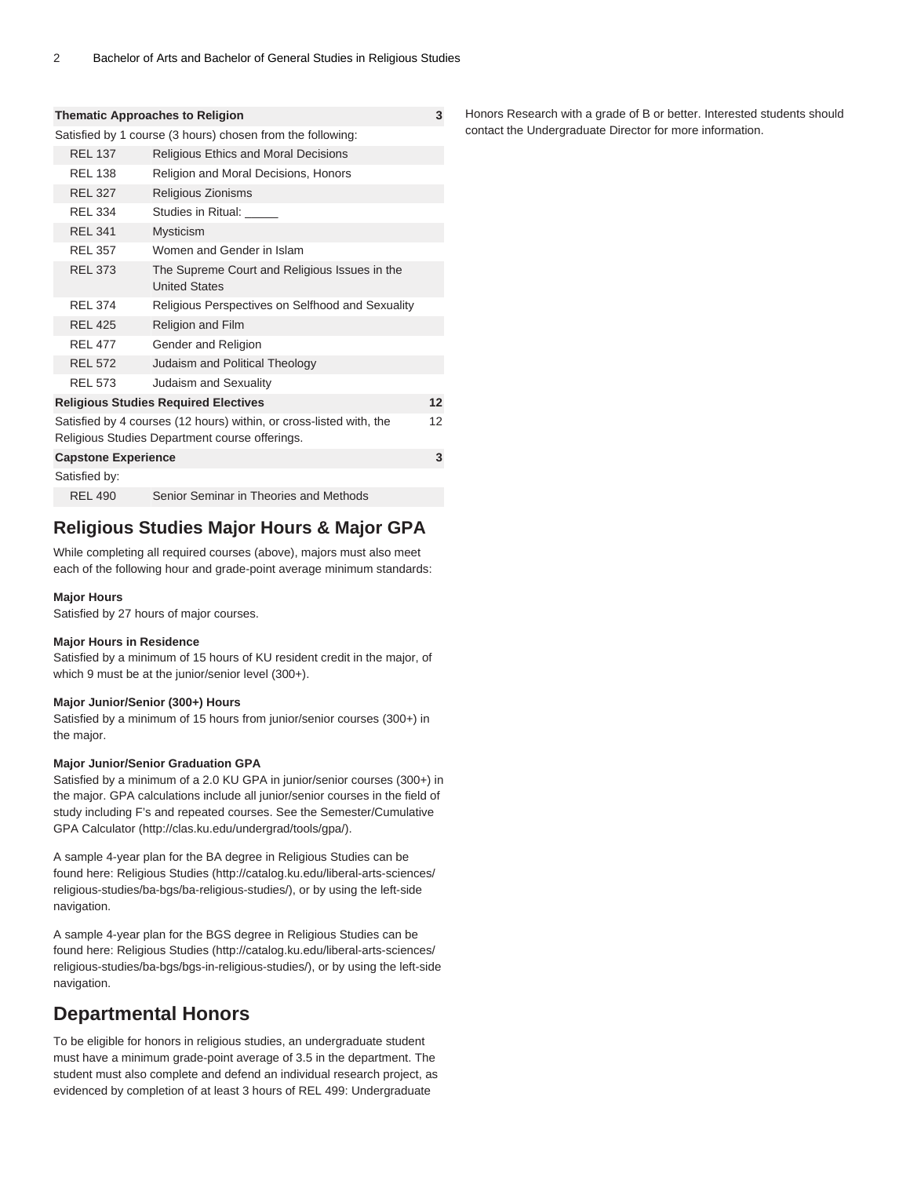| | | |
|---|---|---|
| **Thematic Approaches to Religion** | | **3** |
| Satisfied by 1 course (3 hours) chosen from the following: | | |
| REL 137 | Religious Ethics and Moral Decisions | |
| REL 138 | Religion and Moral Decisions, Honors | |
| REL 327 | Religious Zionisms | |
| REL 334 | Studies in Ritual: _____ | |
| REL 341 | Mysticism | |
| REL 357 | Women and Gender in Islam | |
| REL 373 | The Supreme Court and Religious Issues in the United States | |
| REL 374 | Religious Perspectives on Selfhood and Sexuality | |
| REL 425 | Religion and Film | |
| REL 477 | Gender and Religion | |
| REL 572 | Judaism and Political Theology | |
| REL 573 | Judaism and Sexuality | |
| **Religious Studies Required Electives** | | **12** |
| Satisfied by 4 courses (12 hours) within, or cross-listed with, the Religious Studies Department course offerings. | | 12 |
| **Capstone Experience** | | **3** |
| Satisfied by: | | |
| REL 490 | Senior Seminar in Theories and Methods | |

## Religious Studies Major Hours & Major GPA

While completing all required courses (above), majors must also meet each of the following hour and grade-point average minimum standards:

**Major Hours**
Satisfied by 27 hours of major courses.

**Major Hours in Residence**
Satisfied by a minimum of 15 hours of KU resident credit in the major, of which 9 must be at the junior/senior level (300+).

**Major Junior/Senior (300+) Hours**
Satisfied by a minimum of 15 hours from junior/senior courses (300+) in the major.

**Major Junior/Senior Graduation GPA**
Satisfied by a minimum of a 2.0 KU GPA in junior/senior courses (300+) in the major. GPA calculations include all junior/senior courses in the field of study including F's and repeated courses. See the Semester/Cumulative GPA Calculator (http://clas.ku.edu/undergrad/tools/gpa/).

A sample 4-year plan for the BA degree in Religious Studies can be found here: Religious Studies (http://catalog.ku.edu/liberal-arts-sciences/religious-studies/ba-bgs/ba-religious-studies/), or by using the left-side navigation.

A sample 4-year plan for the BGS degree in Religious Studies can be found here: Religious Studies (http://catalog.ku.edu/liberal-arts-sciences/religious-studies/ba-bgs/bgs-in-religious-studies/), or by using the left-side navigation.

## Departmental Honors

To be eligible for honors in religious studies, an undergraduate student must have a minimum grade-point average of 3.5 in the department. The student must also complete and defend an individual research project, as evidenced by completion of at least 3 hours of REL 499: Undergraduate Honors Research with a grade of B or better. Interested students should contact the Undergraduate Director for more information.